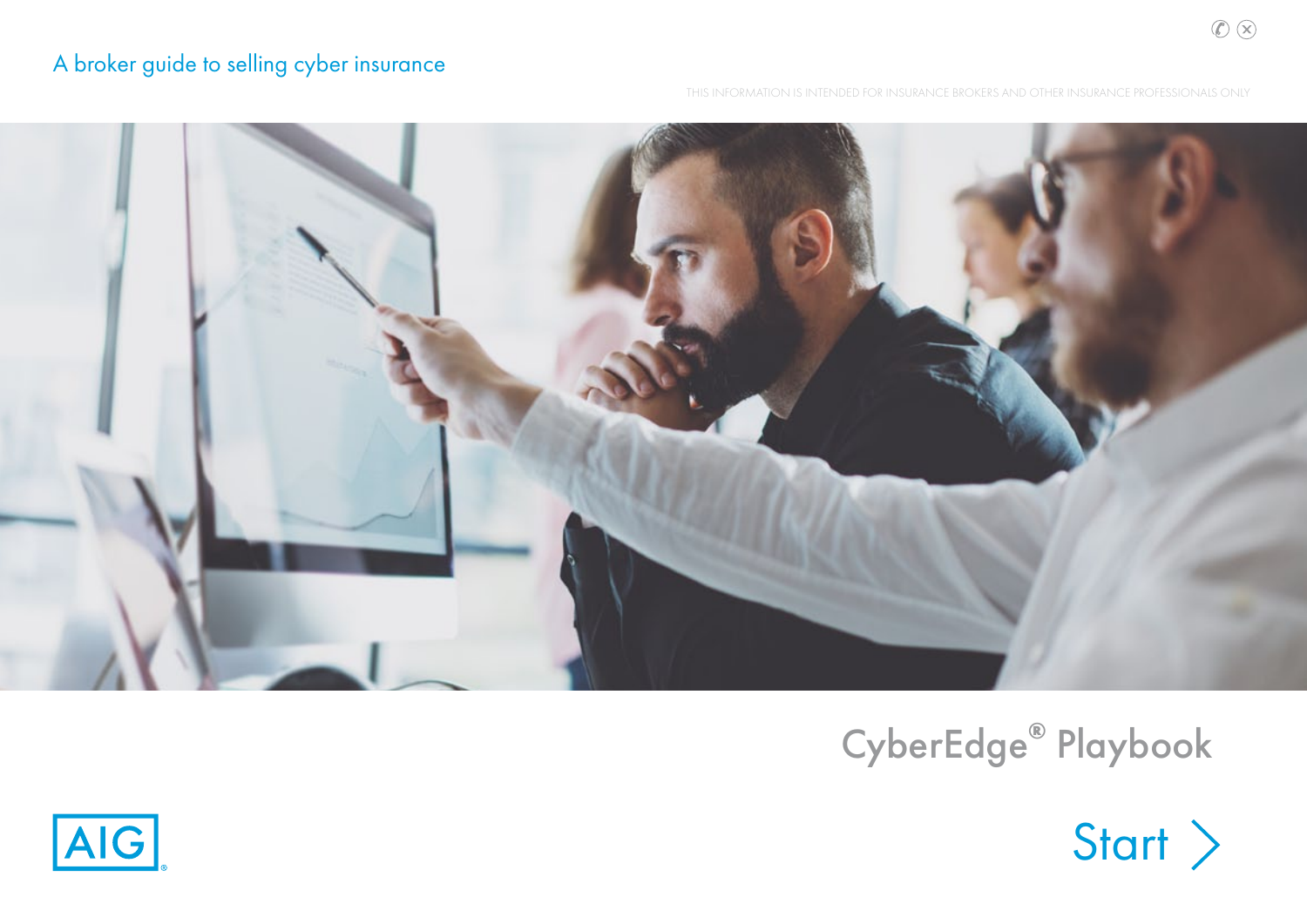A broker guide to selling cyber insurance

THIS INFORMATION IS INTENDED FOR INSURANCE BROKERS AND OTHER INSURANCE PROFESSIONALS ONLY

# CyberEdge® Playbook

AIG

Start >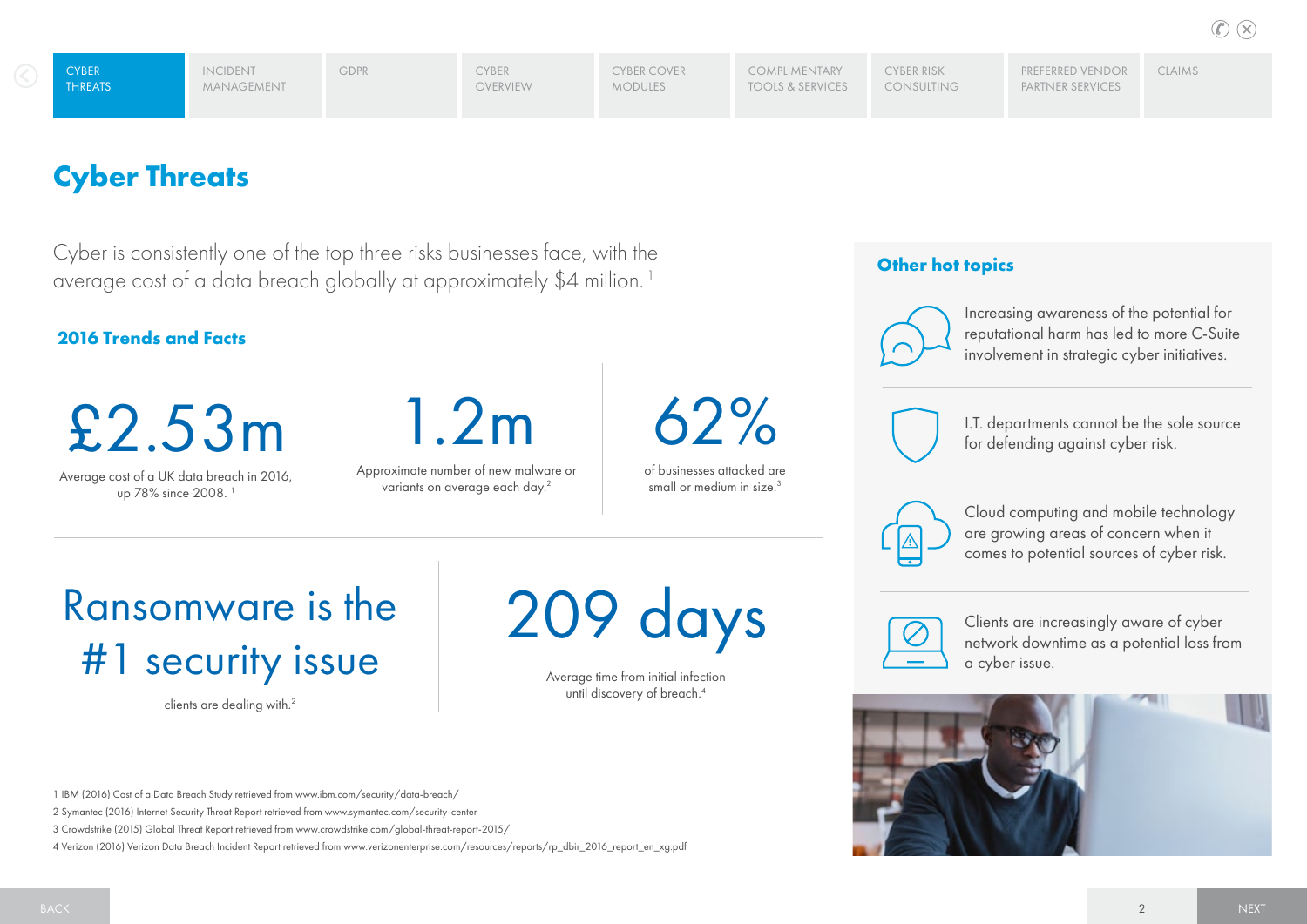# Cyber Threats

Cyber is consistently one of the top three risks businesses face, with the average cost of a data breach globally at approximately $4 million.[1]

## 2016 Trends and Facts

**£2.53m**

Average cost of a UK data breach in 2016, up 78% since 2008.[1]

**1.2m**

Approximate number of new malware or variants on average each day.[2]

**62%**

of businesses attacked are small or medium in size.[3]

**Ransomware is the #1 security issue**

clients are dealing with.[2]

**209 days**

Average time from initial infection until discovery of breach.[4]

## Other hot topics

- Increasing awareness of the potential for reputational harm has led to more C-Suite involvement in strategic cyber initiatives.
- I.T. departments cannot be the sole source for defending against cyber risk.
- Cloud computing and mobile technology are growing areas of concern when it comes to potential sources of cyber risk.
- Clients are increasingly aware of cyber network downtime as a potential loss from a cyber issue.

1 IBM (2016) Cost of a Data Breach Study retrieved from www.ibm.com/security/data-breach/

2 Symantec (2016) Internet Security Threat Report retrieved from www.symantec.com/security-center

3 Crowdstrike (2015) Global Threat Report retrieved from www.crowdstrike.com/global-threat-report-2015/

4 Verizon (2016) Verizon Data Breach Incident Report retrieved from www.verizonenterprise.com/resources/reports/rp_dbir_2016_report_en_xg.pdf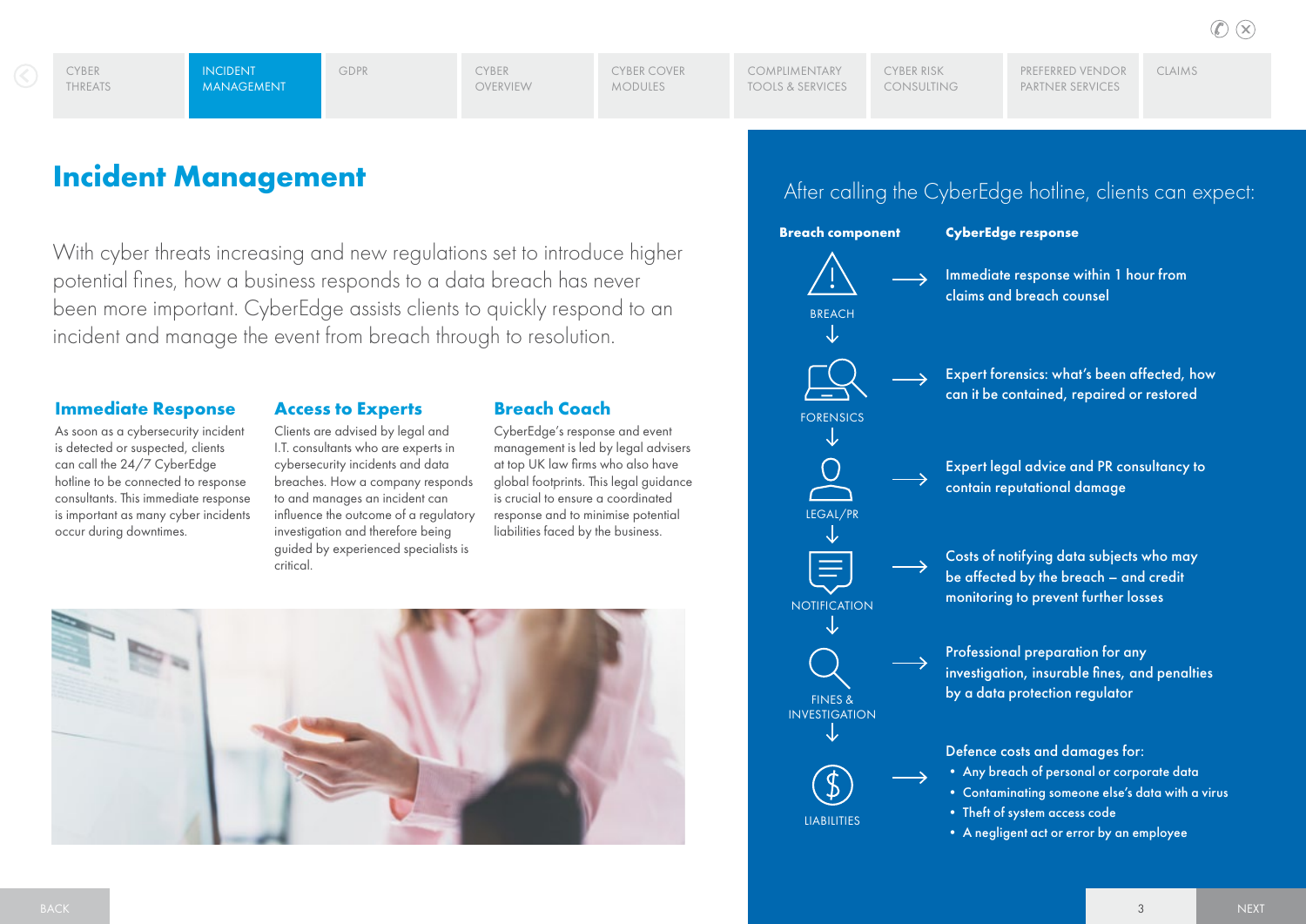# Incident Management

With cyber threats increasing and new regulations set to introduce higher potential fines, how a business responds to a data breach has never been more important. CyberEdge assists clients to quickly respond to an incident and manage the event from breach through to resolution.

### Immediate Response

As soon as a cybersecurity incident is detected or suspected, clients can call the 24/7 CyberEdge hotline to be connected to response consultants. This immediate response is important as many cyber incidents occur during downtimes.

### Access to Experts

Clients are advised by legal and I.T. consultants who are experts in cybersecurity incidents and data breaches. How a company responds to and manages an incident can influence the outcome of a regulatory investigation and therefore being guided by experienced specialists is critical.

### Breach Coach

CyberEdge's response and event management is led by legal advisers at top UK law firms who also have global footprints. This legal guidance is crucial to ensure a coordinated response and to minimise potential liabilities faced by the business.

## After calling the CyberEdge hotline, clients can expect:

| Breach component | CyberEdge response |
|---|---|
| BREACH | Immediate response within 1 hour from claims and breach counsel |
| FORENSICS | Expert forensics: what's been affected, how can it be contained, repaired or restored |
| LEGAL/PR | Expert legal advice and PR consultancy to contain reputational damage |
| NOTIFICATION | Costs of notifying data subjects who may be affected by the breach – and credit monitoring to prevent further losses |
| FINES & INVESTIGATION | Professional preparation for any investigation, insurable fines, and penalties by a data protection regulator |
| LIABILITIES | Defence costs and damages for:<br>• Any breach of personal or corporate data<br>• Contaminating someone else's data with a virus<br>• Theft of system access code<br>• A negligent act or error by an employee |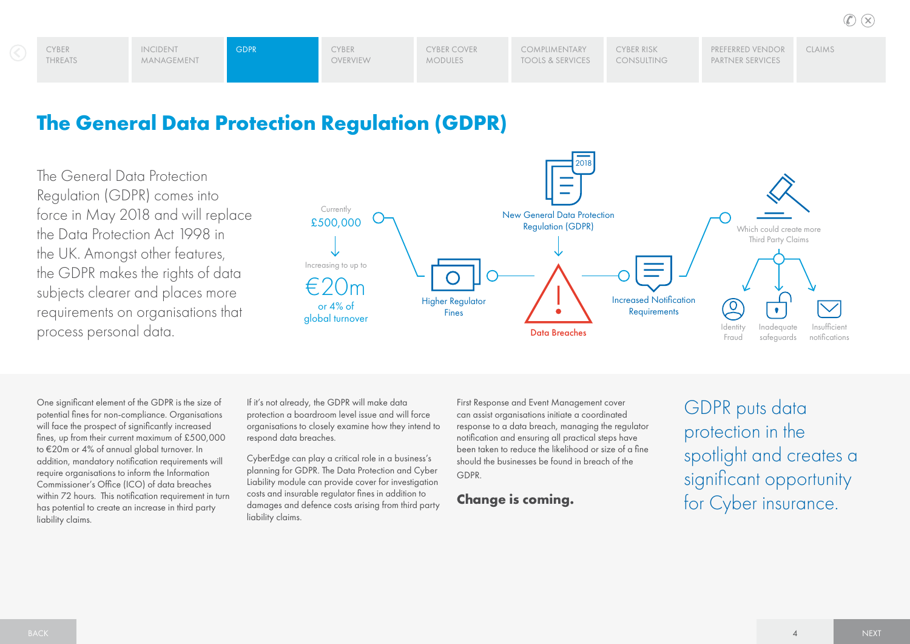# The General Data Protection Regulation (GDPR)

The General Data Protection Regulation (GDPR) comes into force in May 2018 and will replace the Data Protection Act 1998 in the UK. Amongst other features, the GDPR makes the rights of data subjects clearer and places more requirements on organisations that process personal data.

Currently £500,000

Increasing to up to

€20m or 4% of global turnover

Higher Regulator Fines

2018

New General Data Protection Regulation (GDPR)

Data Breaches

Increased Notification Requirements

Which could create more Third Party Claims

Identity Fraud

Inadequate safeguards

Insufficient notifications

One significant element of the GDPR is the size of potential fines for non-compliance. Organisations will face the prospect of significantly increased fines, up from their current maximum of £500,000 to €20m or 4% of annual global turnover. In addition, mandatory notification requirements will require organisations to inform the Information Commissioner's Office (ICO) of data breaches within 72 hours. This notification requirement in turn has potential to create an increase in third party liability claims.

If it's not already, the GDPR will make data protection a boardroom level issue and will force organisations to closely examine how they intend to respond data breaches.

CyberEdge can play a critical role in a business's planning for GDPR. The Data Protection and Cyber Liability module can provide cover for investigation costs and insurable regulator fines in addition to damages and defence costs arising from third party liability claims.

First Response and Event Management cover can assist organisations initiate a coordinated response to a data breach, managing the regulator notification and ensuring all practical steps have been taken to reduce the likelihood or size of a fine should the businesses be found in breach of the GDPR.

**Change is coming.**

GDPR puts data protection in the spotlight and creates a significant opportunity for Cyber insurance.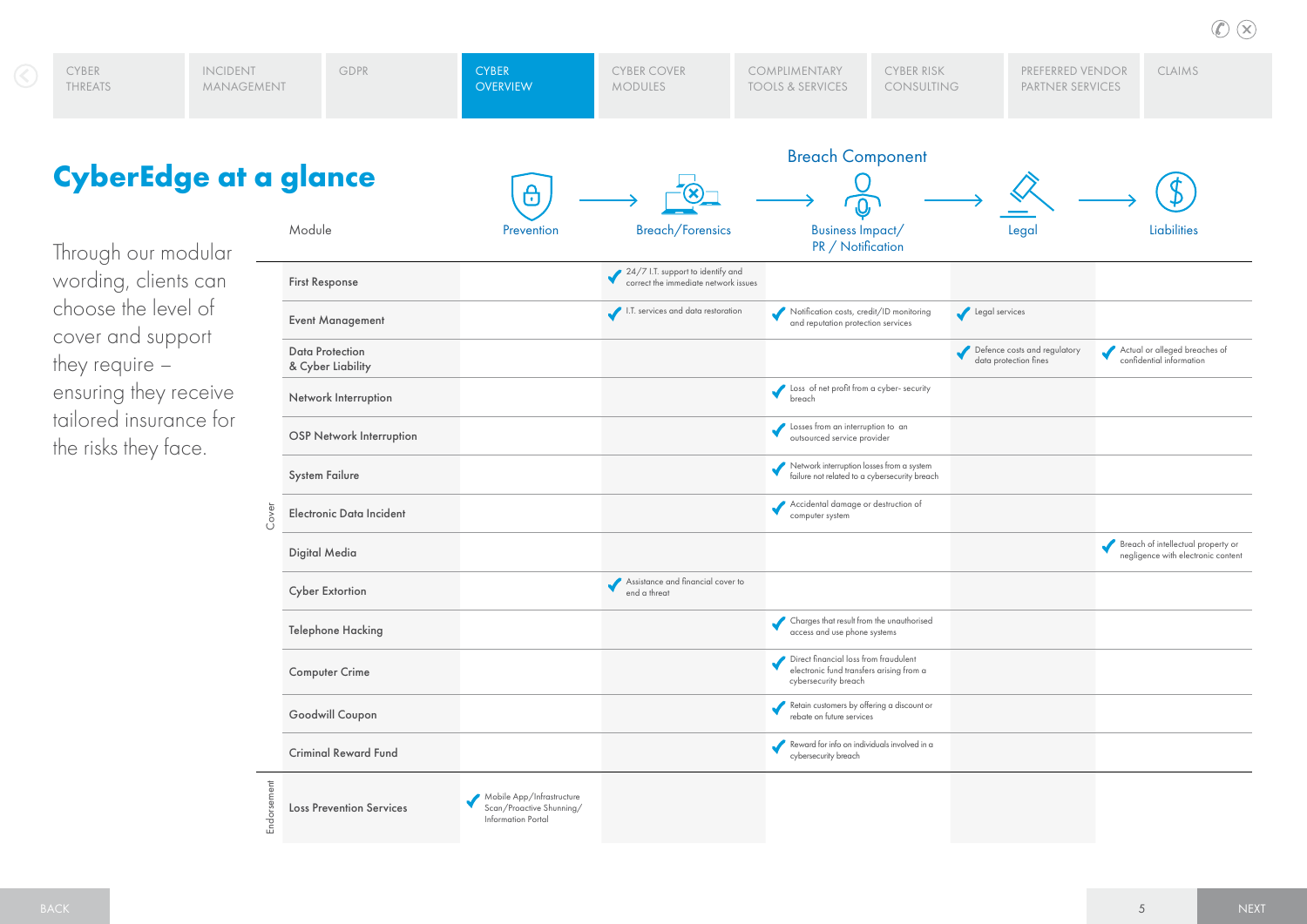# CyberEdge at a glance

Through our modular wording, clients can choose the level of cover and support they require – ensuring they receive tailored insurance for the risks they face.

| | Module | Prevention | Breach/Forensics | Business Impact/ PR / Notification | Legal | Liabilities |
|---|---|---|---|---|---|---|
| | | | | **Breach Component** | | |
| Cover | First Response | | 24/7 I.T. support to identify and correct the immediate network issues | | | |
| Cover | Event Management | | I.T. services and data restoration | Notification costs, credit/ID monitoring and reputation protection services | Legal services | |
| Cover | Data Protection & Cyber Liability | | | | Defence costs and regulatory data protection fines | Actual or alleged breaches of confidential information |
| Cover | Network Interruption | | | Loss of net profit from a cyber- security breach | | |
| Cover | OSP Network Interruption | | | Losses from an interruption to an outsourced service provider | | |
| Cover | System Failure | | | Network interruption losses from a system failure not related to a cybersecurity breach | | |
| Cover | Electronic Data Incident | | | Accidental damage or destruction of computer system | | |
| Cover | Digital Media | | | | | Breach of intellectual property or negligence with electronic content |
| Cover | Cyber Extortion | | Assistance and financial cover to end a threat | | | |
| Cover | Telephone Hacking | | | Charges that result from the unauthorised access and use phone systems | | |
| Cover | Computer Crime | | | Direct financial loss from fraudulent electronic fund transfers arising from a cybersecurity breach | | |
| Cover | Goodwill Coupon | | | Retain customers by offering a discount or rebate on future services | | |
| Cover | Criminal Reward Fund | | | Reward for info on individuals involved in a cybersecurity breach | | |
| Endorsement | Loss Prevention Services | Mobile App/Infrastructure Scan/Proactive Shunning/ Information Portal | | | | |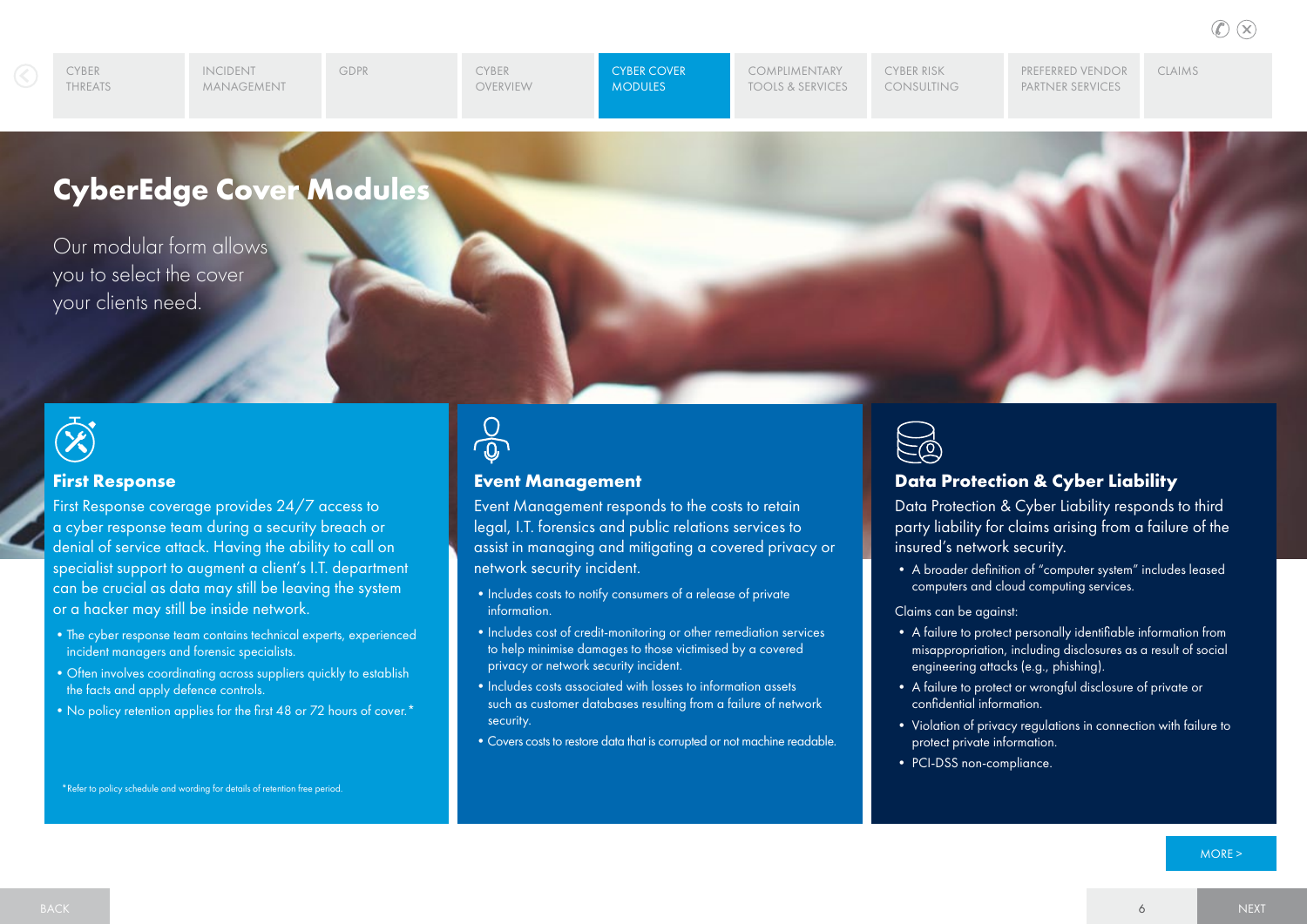# CyberEdge Cover Modules

Our modular form allows you to select the cover your clients need.

## First Response

First Response coverage provides 24/7 access to a cyber response team during a security breach or denial of service attack. Having the ability to call on specialist support to augment a client's I.T. department can be crucial as data may still be leaving the system or a hacker may still be inside network.

- The cyber response team contains technical experts, experienced incident managers and forensic specialists.
- Often involves coordinating across suppliers quickly to establish the facts and apply defence controls.
- No policy retention applies for the first 48 or 72 hours of cover.*

*Refer to policy schedule and wording for details of retention free period.

## Event Management

Event Management responds to the costs to retain legal, I.T. forensics and public relations services to assist in managing and mitigating a covered privacy or network security incident.

- Includes costs to notify consumers of a release of private information.
- Includes cost of credit-monitoring or other remediation services to help minimise damages to those victimised by a covered privacy or network security incident.
- Includes costs associated with losses to information assets such as customer databases resulting from a failure of network security.
- Covers costs to restore data that is corrupted or not machine readable.

## Data Protection & Cyber Liability

Data Protection & Cyber Liability responds to third party liability for claims arising from a failure of the insured's network security.

- A broader definition of "computer system" includes leased computers and cloud computing services.

Claims can be against:

- A failure to protect personally identifiable information from misappropriation, including disclosures as a result of social engineering attacks (e.g., phishing).
- A failure to protect or wrongful disclosure of private or confidential information.
- Violation of privacy regulations in connection with failure to protect private information.
- PCI-DSS non-compliance.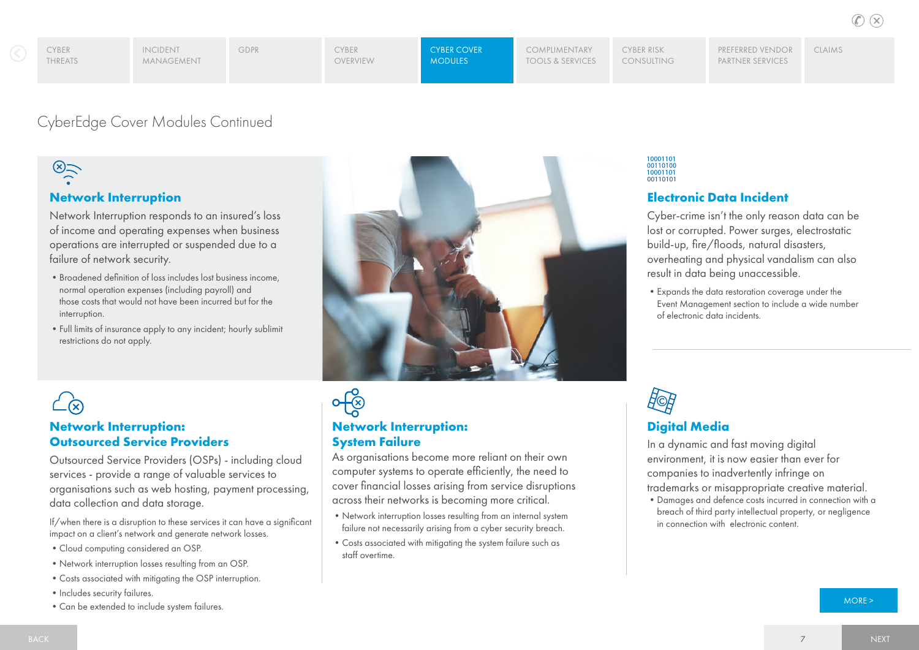CYBER THREATS | INCIDENT MANAGEMENT | GDPR | CYBER OVERVIEW | CYBER COVER MODULES | COMPLIMENTARY TOOLS & SERVICES | CYBER RISK CONSULTING | PREFERRED VENDOR PARTNER SERVICES | CLAIMS

# CyberEdge Cover Modules Continued

## Network Interruption

Network Interruption responds to an insured's loss of income and operating expenses when business operations are interrupted or suspended due to a failure of network security.

- Broadened definition of loss includes lost business income, normal operation expenses (including payroll) and those costs that would not have been incurred but for the interruption.
- Full limits of insurance apply to any incident; hourly sublimit restrictions do not apply.

10001101
00110100
10001101
00110101

## Electronic Data Incident

Cyber-crime isn't the only reason data can be lost or corrupted. Power surges, electrostatic build-up, fire/floods, natural disasters, overheating and physical vandalism can also result in data being unaccessible.

- Expands the data restoration coverage under the Event Management section to include a wide number of electronic data incidents.

## Network Interruption: Outsourced Service Providers

Outsourced Service Providers (OSPs) - including cloud services - provide a range of valuable services to organisations such as web hosting, payment processing, data collection and data storage.

If/when there is a disruption to these services it can have a significant impact on a client's network and generate network losses.

- Cloud computing considered an OSP.
- Network interruption losses resulting from an OSP.
- Costs associated with mitigating the OSP interruption.
- Includes security failures.
- Can be extended to include system failures.

## Network Interruption: System Failure

As organisations become more reliant on their own computer systems to operate efficiently, the need to cover financial losses arising from service disruptions across their networks is becoming more critical.

- Network interruption losses resulting from an internal system failure not necessarily arising from a cyber security breach.
- Costs associated with mitigating the system failure such as staff overtime.

## Digital Media

In a dynamic and fast moving digital environment, it is now easier than ever for companies to inadvertently infringe on trademarks or misappropriate creative material.

- Damages and defence costs incurred in connection with a breach of third party intellectual property, or negligence in connection with electronic content.

MORE >

BACK | NEXT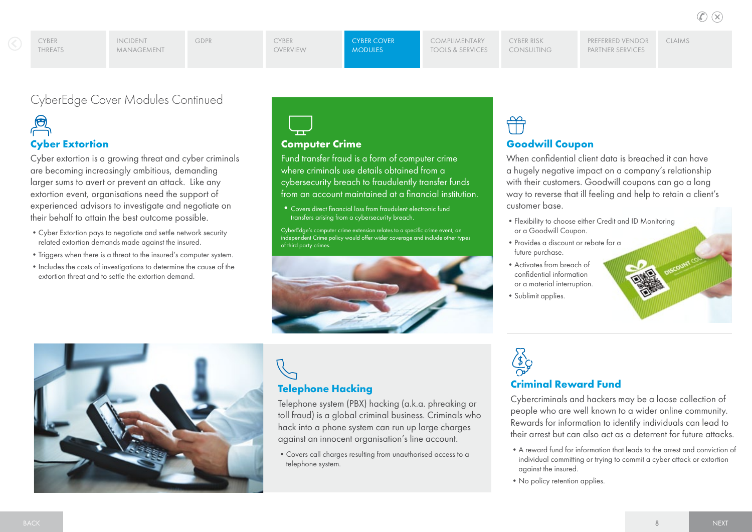# CyberEdge Cover Modules Continued

## Cyber Extortion

Cyber extortion is a growing threat and cyber criminals are becoming increasingly ambitious, demanding larger sums to avert or prevent an attack. Like any extortion event, organisations need the support of experienced advisors to investigate and negotiate on their behalf to attain the best outcome possible.

- Cyber Extortion pays to negotiate and settle network security related extortion demands made against the insured.
- Triggers when there is a threat to the insured's computer system.
- Includes the costs of investigations to determine the cause of the extortion threat and to settle the extortion demand.

## Computer Crime

Fund transfer fraud is a form of computer crime where criminals use details obtained from a cybersecurity breach to fraudulently transfer funds from an account maintained at a financial institution.

- Covers direct financial loss from fraudulent electronic fund transfers arising from a cybersecurity breach.

CyberEdge's computer crime extension relates to a specific crime event, an independent Crime policy would offer wider coverage and include other types of third party crimes.

## Goodwill Coupon

When confidential client data is breached it can have a hugely negative impact on a company's relationship with their customers. Goodwill coupons can go a long way to reverse that ill feeling and help to retain a client's customer base.

- Flexibility to choose either Credit and ID Monitoring or a Goodwill Coupon.
- Provides a discount or rebate for a future purchase.
- Activates from breach of confidential information or a material interruption.
- Sublimit applies.

## Telephone Hacking

Telephone system (PBX) hacking (a.k.a. phreaking or toll fraud) is a global criminal business. Criminals who hack into a phone system can run up large charges against an innocent organisation's line account.

- Covers call charges resulting from unauthorised access to a telephone system.

## Criminal Reward Fund

Cybercriminals and hackers may be a loose collection of people who are well known to a wider online community. Rewards for information to identify individuals can lead to their arrest but can also act as a deterrent for future attacks.

- A reward fund for information that leads to the arrest and conviction of individual committing or trying to commit a cyber attack or extortion against the insured.
- No policy retention applies.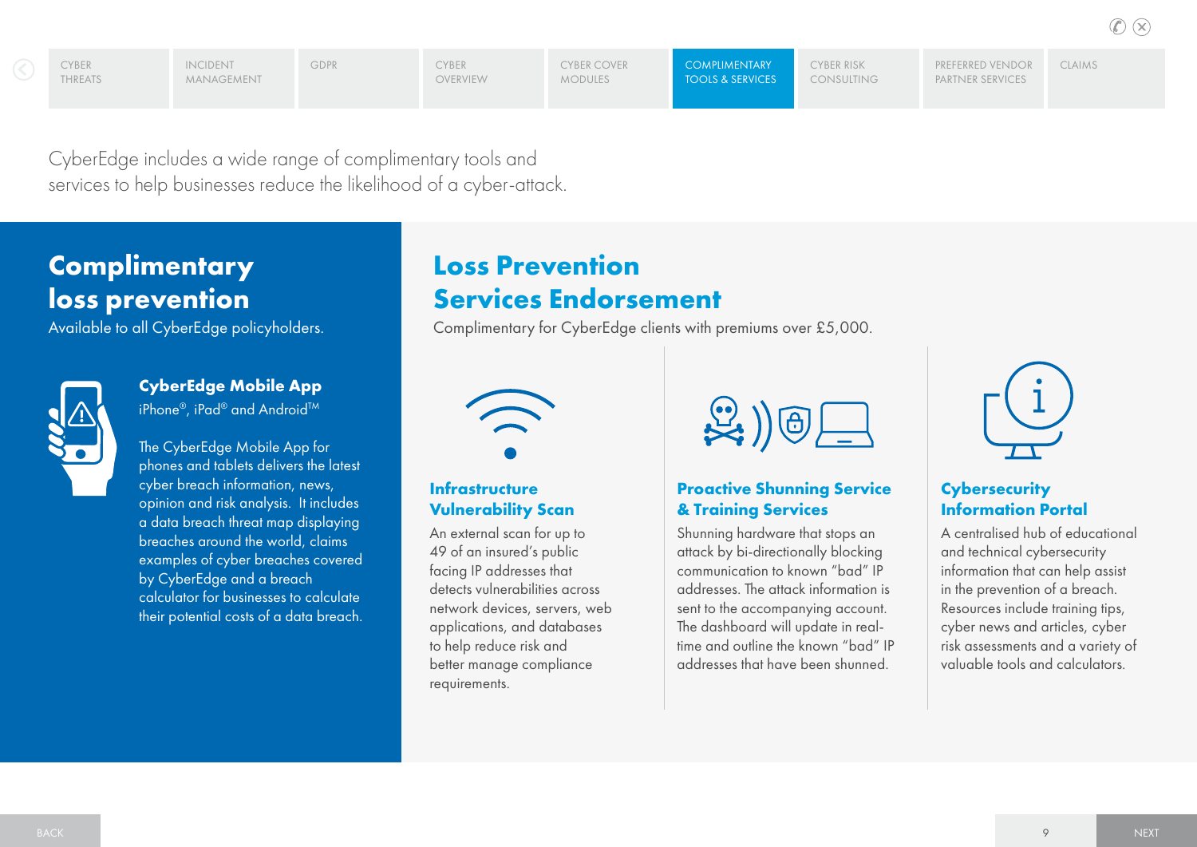CyberEdge includes a wide range of complimentary tools and services to help businesses reduce the likelihood of a cyber-attack.

## Complimentary loss prevention

Available to all CyberEdge policyholders.

### CyberEdge Mobile App

iPhone®, iPad® and Android™

The CyberEdge Mobile App for phones and tablets delivers the latest cyber breach information, news, opinion and risk analysis. It includes a data breach threat map displaying breaches around the world, claims examples of cyber breaches covered by CyberEdge and a breach calculator for businesses to calculate their potential costs of a data breach.

## Loss Prevention Services Endorsement

Complimentary for CyberEdge clients with premiums over £5,000.

### Infrastructure Vulnerability Scan

An external scan for up to 49 of an insured's public facing IP addresses that detects vulnerabilities across network devices, servers, web applications, and databases to help reduce risk and better manage compliance requirements.

### Proactive Shunning Service & Training Services

Shunning hardware that stops an attack by bi-directionally blocking communication to known "bad" IP addresses. The attack information is sent to the accompanying account. The dashboard will update in real-time and outline the known "bad" IP addresses that have been shunned.

### Cybersecurity Information Portal

A centralised hub of educational and technical cybersecurity information that can help assist in the prevention of a breach. Resources include training tips, cyber news and articles, cyber risk assessments and a variety of valuable tools and calculators.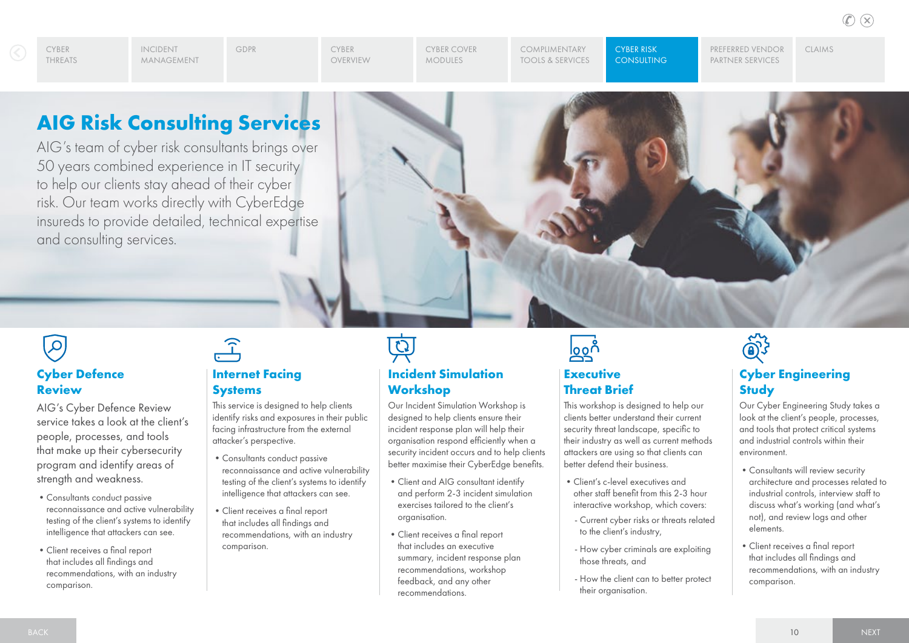# AIG Risk Consulting Services

AIG's team of cyber risk consultants brings over 50 years combined experience in IT security to help our clients stay ahead of their cyber risk. Our team works directly with CyberEdge insureds to provide detailed, technical expertise and consulting services.

## Cyber Defence Review

AIG's Cyber Defence Review service takes a look at the client's people, processes, and tools that make up their cybersecurity program and identify areas of strength and weakness.

- Consultants conduct passive reconnaissance and active vulnerability testing of the client's systems to identify intelligence that attackers can see.
- Client receives a final report that includes all findings and recommendations, with an industry comparison.

## Internet Facing Systems

This service is designed to help clients identify risks and exposures in their public facing infrastructure from the external attacker's perspective.

- Consultants conduct passive reconnaissance and active vulnerability testing of the client's systems to identify intelligence that attackers can see.
- Client receives a final report that includes all findings and recommendations, with an industry comparison.

## Incident Simulation Workshop

Our Incident Simulation Workshop is designed to help clients ensure their incident response plan will help their organisation respond efficiently when a security incident occurs and to help clients better maximise their CyberEdge benefits.

- Client and AIG consultant identify and perform 2-3 incident simulation exercises tailored to the client's organisation.
- Client receives a final report that includes an executive summary, incident response plan recommendations, workshop feedback, and any other recommendations.

## Executive Threat Brief

This workshop is designed to help our clients better understand their current security threat landscape, specific to their industry as well as current methods attackers are using so that clients can better defend their business.

- Client's c-level executives and other staff benefit from this 2-3 hour interactive workshop, which covers:
  - Current cyber risks or threats related to the client's industry,
  - How cyber criminals are exploiting those threats, and
  - How the client can to better protect their organisation.

## Cyber Engineering Study

Our Cyber Engineering Study takes a look at the client's people, processes, and tools that protect critical systems and industrial controls within their environment.

- Consultants will review security architecture and processes related to industrial controls, interview staff to discuss what's working (and what's not), and review logs and other elements.
- Client receives a final report that includes all findings and recommendations, with an industry comparison.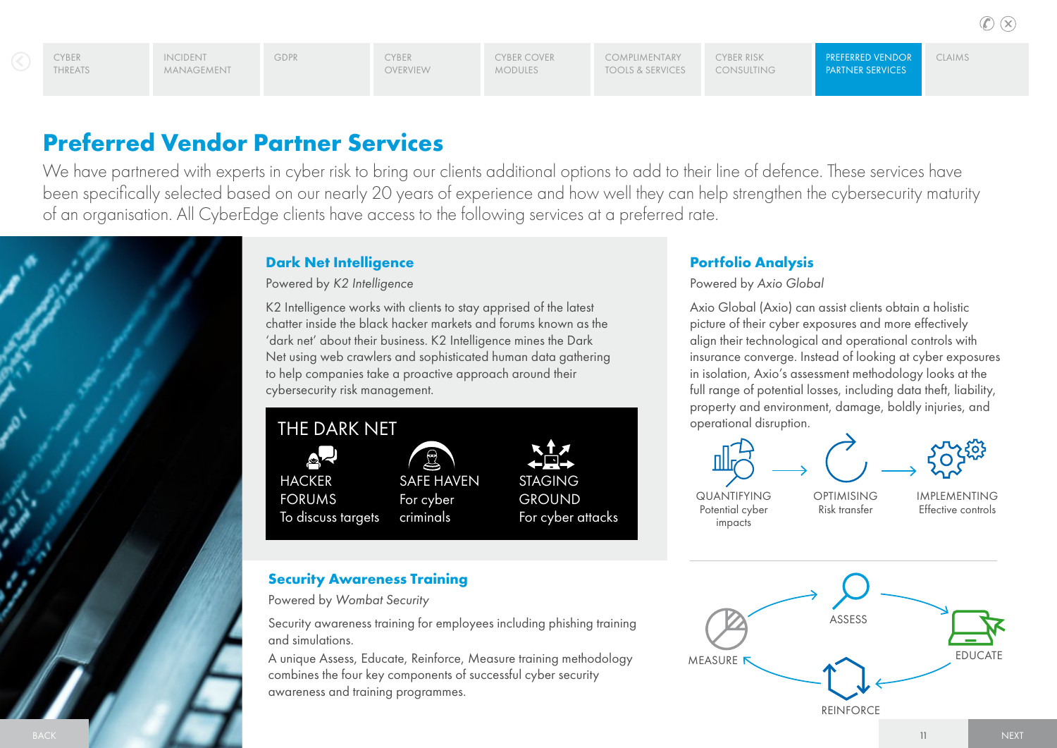# Preferred Vendor Partner Services

We have partnered with experts in cyber risk to bring our clients additional options to add to their line of defence. These services have been specifically selected based on our nearly 20 years of experience and how well they can help strengthen the cybersecurity maturity of an organisation. All CyberEdge clients have access to the following services at a preferred rate.

## Dark Net Intelligence

Powered by *K2 Intelligence*

K2 Intelligence works with clients to stay apprised of the latest chatter inside the black hacker markets and forums known as the 'dark net' about their business. K2 Intelligence mines the Dark Net using web crawlers and sophisticated human data gathering to help companies take a proactive approach around their cybersecurity risk management.

**THE DARK NET**

- HACKER FORUMS – To discuss targets
- SAFE HAVEN – For cyber criminals
- STAGING GROUND – For cyber attacks

## Security Awareness Training

Powered by *Wombat Security*

Security awareness training for employees including phishing training and simulations.

A unique Assess, Educate, Reinforce, Measure training methodology combines the four key components of successful cyber security awareness and training programmes.

ASSESS → EDUCATE → REINFORCE → MEASURE

## Portfolio Analysis

Powered by *Axio Global*

Axio Global (Axio) can assist clients obtain a holistic picture of their cyber exposures and more effectively align their technological and operational controls with insurance converge. Instead of looking at cyber exposures in isolation, Axio's assessment methodology looks at the full range of potential losses, including data theft, liability, property and environment, damage, boldly injuries, and operational disruption.

QUANTIFYING – Potential cyber impacts → OPTIMISING – Risk transfer → IMPLEMENTING – Effective controls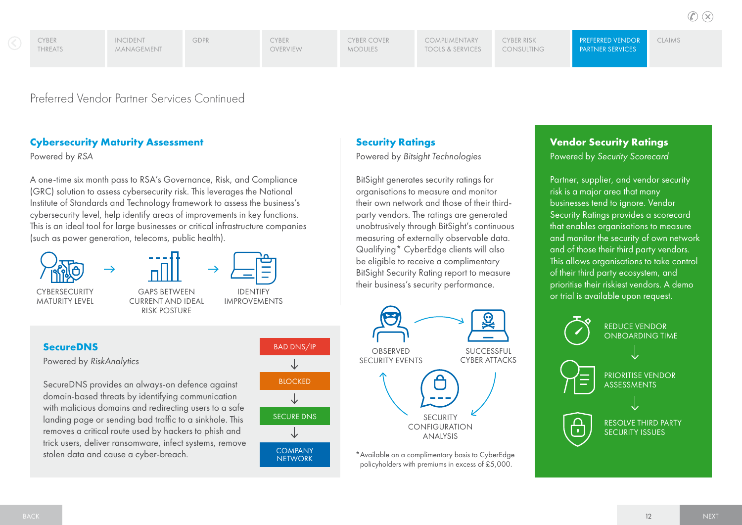# Preferred Vendor Partner Services Continued

## Cybersecurity Maturity Assessment

Powered by *RSA*

A one-time six month pass to RSA's Governance, Risk, and Compliance (GRC) solution to assess cybersecurity risk. This leverages the National Institute of Standards and Technology framework to assess the business's cybersecurity level, help identify areas of improvements in key functions. This is an ideal tool for large businesses or critical infrastructure companies (such as power generation, telecoms, public health).

CYBERSECURITY MATURITY LEVEL → GAPS BETWEEN CURRENT AND IDEAL RISK POSTURE → IDENTIFY IMPROVEMENTS

## SecureDNS

Powered by *RiskAnalytics*

SecureDNS provides an always-on defence against domain-based threats by identifying communication with malicious domains and redirecting users to a safe landing page or sending bad traffic to a sinkhole. This removes a critical route used by hackers to phish and trick users, deliver ransomware, infect systems, remove stolen data and cause a cyber-breach.

BAD DNS/IP ↓ BLOCKED ↓ SECURE DNS ↓ COMPANY NETWORK

## Security Ratings

Powered by *Bitsight Technologies*

BitSight generates security ratings for organisations to measure and monitor their own network and those of their third-party vendors. The ratings are generated unobtrusively through BitSight's continuous measuring of externally observable data. Qualifying* CyberEdge clients will also be eligible to receive a complimentary BitSight Security Rating report to measure their business's security performance.

OBSERVED SECURITY EVENTS → SUCCESSFUL CYBER ATTACKS → SECURITY CONFIGURATION ANALYSIS

*Available on a complimentary basis to CyberEdge policyholders with premiums in excess of £5,000.

## Vendor Security Ratings

Powered by *Security Scorecard*

Partner, supplier, and vendor security risk is a major area that many businesses tend to ignore. Vendor Security Ratings provides a scorecard that enables organisations to measure and monitor the security of own network and of those their third party vendors. This allows organisations to take control of their third party ecosystem, and prioritise their riskiest vendors. A demo or trial is available upon request.

REDUCE VENDOR ONBOARDING TIME ↓ PRIORITISE VENDOR ASSESSMENTS ↓ RESOLVE THIRD PARTY SECURITY ISSUES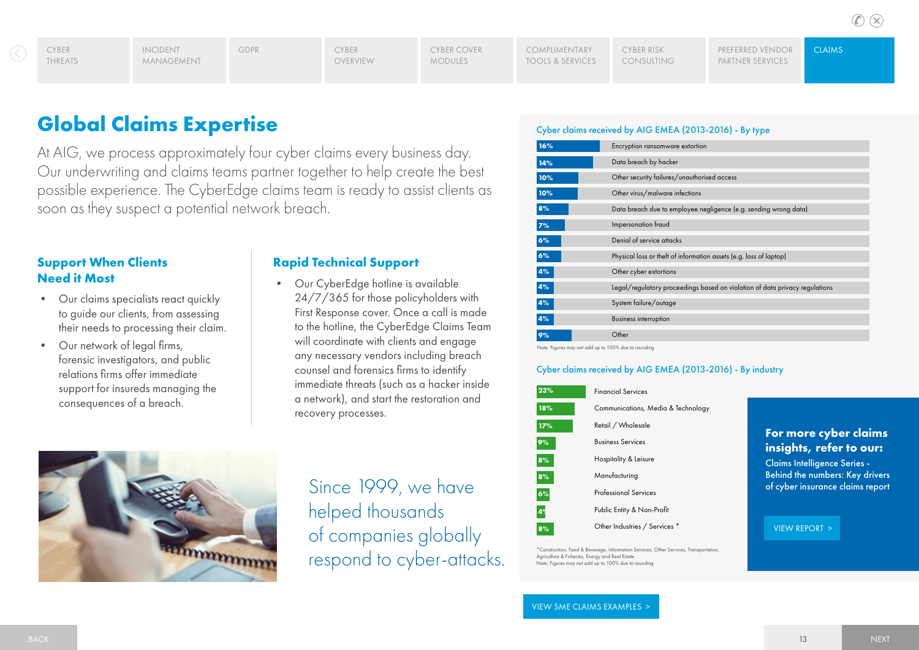# Global Claims Expertise

At AIG, we process approximately four cyber claims every business day. Our underwriting and claims teams partner together to help create the best possible experience. The CyberEdge claims team is ready to assist clients as soon as they suspect a potential network breach.

### Support When Clients Need it Most

- Our claims specialists react quickly to guide our clients, from assessing their needs to processing their claim.
- Our network of legal firms, forensic investigators, and public relations firms offer immediate support for insureds managing the consequences of a breach.

### Rapid Technical Support

- Our CyberEdge hotline is available 24/7/365 for those policyholders with First Response cover. Once a call is made to the hotline, the CyberEdge Claims Team will coordinate with clients and engage any necessary vendors including breach counsel and forensics firms to identify immediate threats (such as a hacker inside a network), and start the restoration and recovery processes.

Since 1999, we have helped thousands of companies globally respond to cyber-attacks.

### Cyber claims received by AIG EMEA (2013-2016) - By type

| % | Type |
|---|---|
| 16% | Encryption ransomware extortion |
| 14% | Data breach by hacker |
| 10% | Other security failures/unauthorised access |
| 10% | Other virus/malware infections |
| 8% | Data breach due to employee negligence (e.g. sending wrong data) |
| 7% | Impersonation fraud |
| 6% | Denial of service attacks |
| 6% | Physical loss or theft of information assets (e.g. loss of laptop) |
| 4% | Other cyber extortions |
| 4% | Legal/regulatory proceedings based on violation of data privacy regulations |
| 4% | System failure/outage |
| 4% | Business interruption |
| 9% | Other |

Note: Figures may not add up to 100% due to rounding

### Cyber claims received by AIG EMEA (2013-2016) - By industry

| % | Industry |
|---|---|
| 23% | Financial Services |
| 18% | Communications, Media & Technology |
| 17% | Retail / Wholesale |
| 9% | Business Services |
| 8% | Hospitality & Leisure |
| 8% | Manufacturing |
| 6% | Professional Services |
| 4% | Public Entity & Non-Profit |
| 8% | Other Industries / Services * |

*Construction, Food & Beverage, Information Services, Other Services, Transportation, Agriculture & Fisheries, Energy and Real Estate
Note: Figures may not add up to 100% due to rounding

**For more cyber claims insights, refer to our:**
Claims Intelligence Series - Behind the numbers: Key drivers of cyber insurance claims report

VIEW REPORT >

VIEW SME CLAIMS EXAMPLES >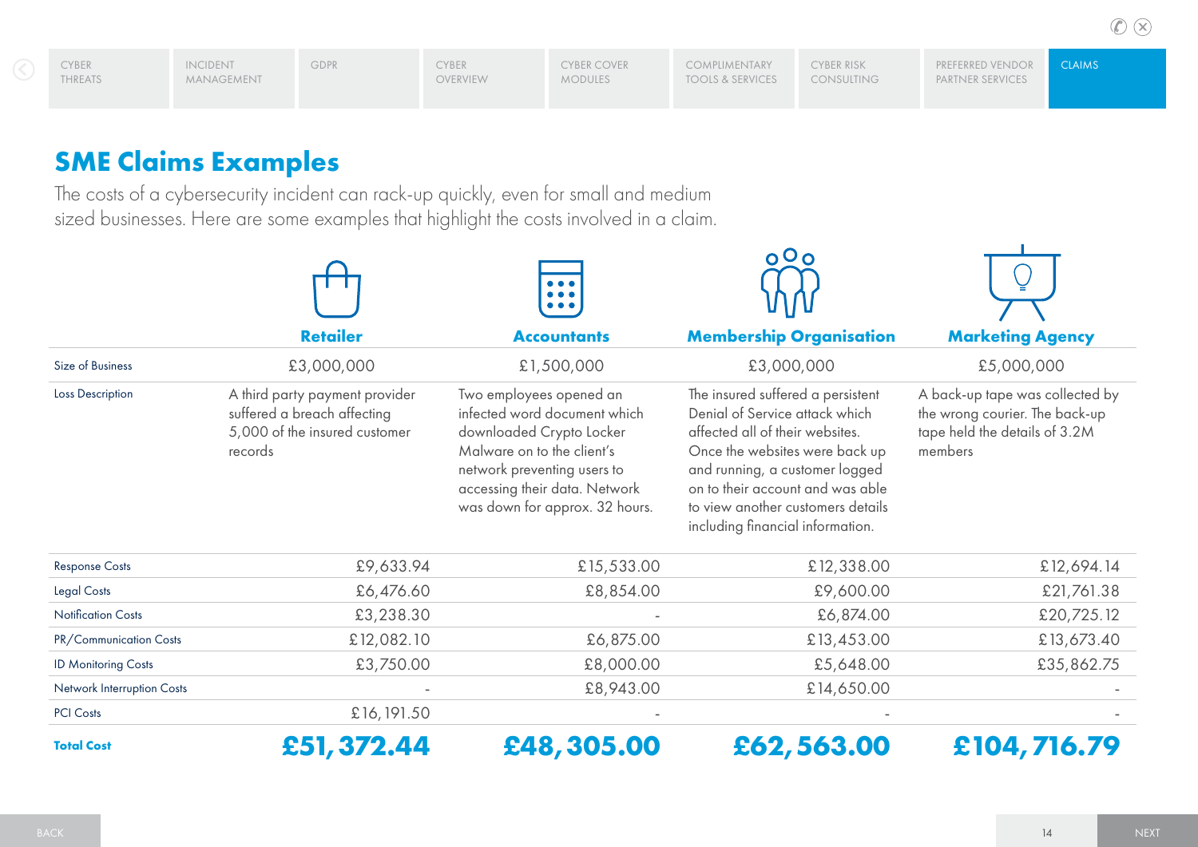## SME Claims Examples

The costs of a cybersecurity incident can rack-up quickly, even for small and medium sized businesses. Here are some examples that highlight the costs involved in a claim.

| | Retailer | Accountants | Membership Organisation | Marketing Agency |
|---|---|---|---|---|
| Size of Business | £3,000,000 | £1,500,000 | £3,000,000 | £5,000,000 |
| Loss Description | A third party payment provider suffered a breach affecting 5,000 of the insured customer records | Two employees opened an infected word document which downloaded Crypto Locker Malware on to the client's network preventing users to accessing their data. Network was down for approx. 32 hours. | The insured suffered a persistent Denial of Service attack which affected all of their websites. Once the websites were back up and running, a customer logged on to their account and was able to view another customers details including financial information. | A back-up tape was collected by the wrong courier. The back-up tape held the details of 3.2M members |
| Response Costs | £9,633.94 | £15,533.00 | £12,338.00 | £12,694.14 |
| Legal Costs | £6,476.60 | £8,854.00 | £9,600.00 | £21,761.38 |
| Notification Costs | £3,238.30 | - | £6,874.00 | £20,725.12 |
| PR/Communication Costs | £12,082.10 | £6,875.00 | £13,453.00 | £13,673.40 |
| ID Monitoring Costs | £3,750.00 | £8,000.00 | £5,648.00 | £35,862.75 |
| Network Interruption Costs | - | £8,943.00 | £14,650.00 | - |
| PCI Costs | £16,191.50 | - | - | - |
| **Total Cost** | **£51,372.44** | **£48,305.00** | **£62,563.00** | **£104,716.79** |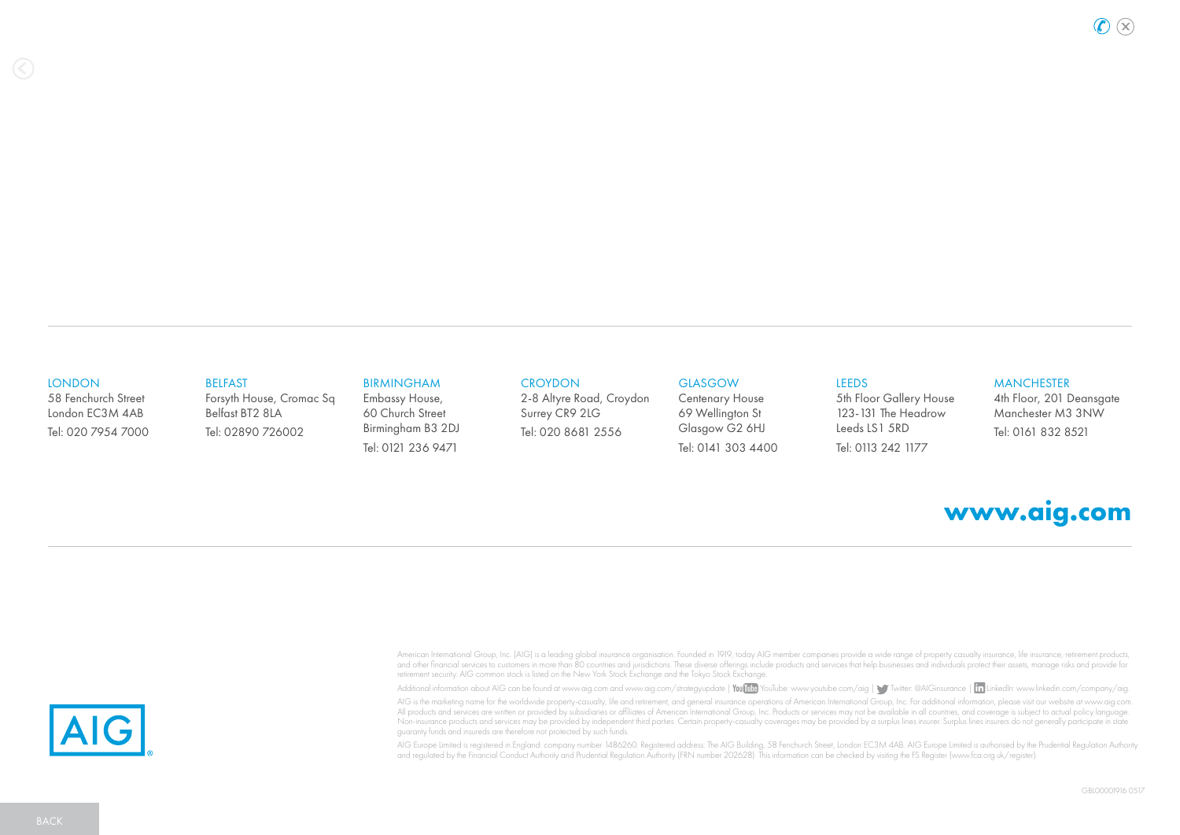**LONDON**
58 Fenchurch Street
London EC3M 4AB
Tel: 020 7954 7000

**BELFAST**
Forsyth House, Cromac Sq
Belfast BT2 8LA
Tel: 02890 726002

**BIRMINGHAM**
Embassy House,
60 Church Street
Birmingham B3 2DJ
Tel: 0121 236 9471

**CROYDON**
2-8 Altyre Road, Croydon
Surrey CR9 2LG
Tel: 020 8681 2556

**GLASGOW**
Centenary House
69 Wellington St
Glasgow G2 6HJ
Tel: 0141 303 4400

**LEEDS**
5th Floor Gallery House
123-131 The Headrow
Leeds LS1 5RD
Tel: 0113 242 1177

**MANCHESTER**
4th Floor, 201 Deansgate
Manchester M3 3NW
Tel: 0161 832 8521

**www.aig.com**

American International Group, Inc. (AIG) is a leading global insurance organisation. Founded in 1919, today AIG member companies provide a wide range of property casualty insurance, life insurance, retirement products, and other financial services to customers in more than 80 countries and jurisdictions. These diverse offerings include products and services that help businesses and individuals protect their assets, manage risks and provide for retirement security. AIG common stock is listed on the New York Stock Exchange and the Tokyo Stock Exchange.

Additional information about AIG can be found at www.aig.com and www.aig.com/strategyupdate | YouTube: www.youtube.com/aig | Twitter: @AIGinsurance | LinkedIn: www.linkedin.com/company/aig.

AIG is the marketing name for the worldwide property-casualty, life and retirement, and general insurance operations of American International Group, Inc. For additional information, please visit our website at www.aig.com. All products and services are written or provided by subsidiaries or affiliates of American International Group, Inc. Products or services may not be available in all countries, and coverage is subject to actual policy language. Non-insurance products and services may be provided by independent third parties. Certain property-casualty coverages may be provided by a surplus lines insurer. Surplus lines insurers do not generally participate in state guaranty funds and insureds are therefore not protected by such funds.

AIG Europe Limited is registered in England: company number 1486260. Registered address: The AIG Building, 58 Fenchurch Street, London EC3M 4AB. AIG Europe Limited is authorised by the Prudential Regulation Authority and regulated by the Financial Conduct Authority and Prudential Regulation Authority (FRN number 202628). This information can be checked by visiting the FS Register (www.fca.org.uk/register).

GBL00001916 0517